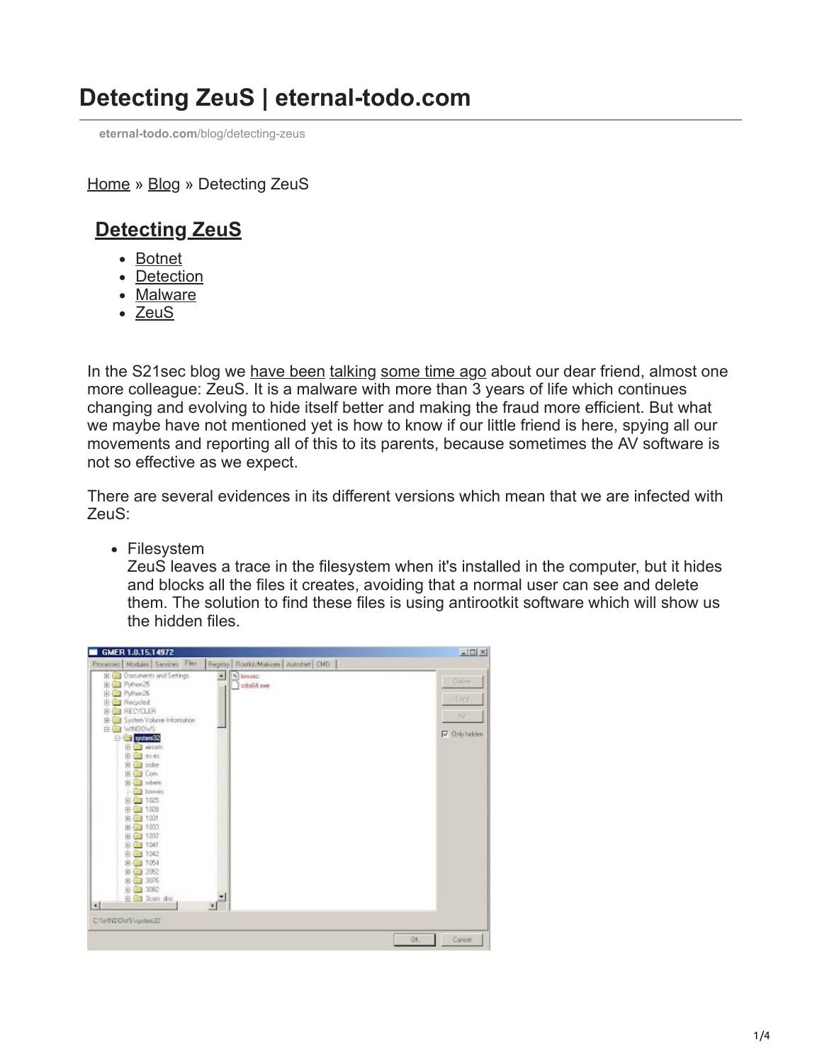# Detecting ZeuS | eternal-todo.com

eternal-todo.com/blog/detecting-zeus

Home » Blog » Detecting ZeuS

## Detecting ZeuS

- Botnet
- Detection
- Malware
- ZeuS

In the S21sec blog we have been talking some time ago about our dear friend, almost one more colleague: ZeuS. It is a malware with more than 3 years of life which continues changing and evolving to hide itself better and making the fraud more efficient. But what we maybe have not mentioned yet is how to know if our little friend is here, spying all our movements and reporting all of this to its parents, because sometimes the AV software is not so effective as we expect.

There are several evidences in its different versions which mean that we are infected with ZeuS:

- Filesystem
  ZeuS leaves a trace in the filesystem when it's installed in the computer, but it hides and blocks all the files it creates, avoiding that a normal user can see and delete them. The solution to find these files is using antirootkit software which will show us the hidden files.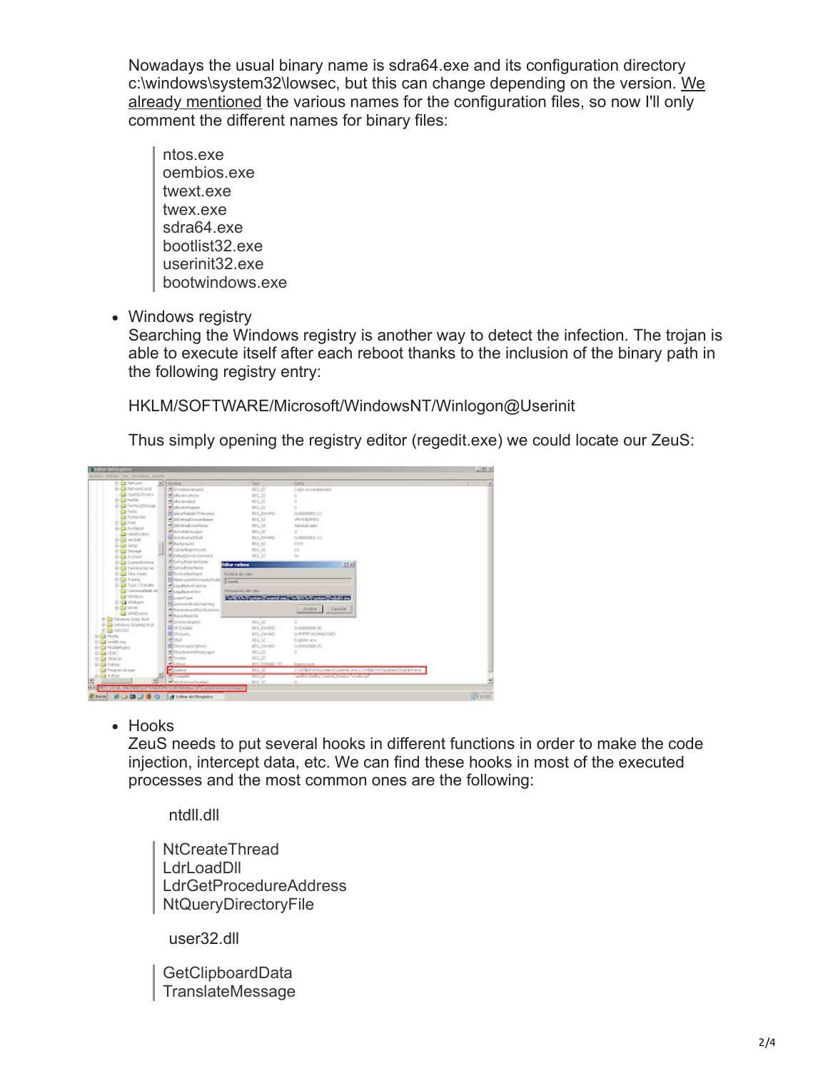Nowadays the usual binary name is sdra64.exe and its configuration directory c:\windows\system32\lowsec, but this can change depending on the version. We already mentioned the various names for the configuration files, so now I'll only comment the different names for binary files:

> ntos.exe
> oembios.exe
> twext.exe
> twex.exe
> sdra64.exe
> bootlist32.exe
> userinit32.exe
> bootwindows.exe

- Windows registry
  Searching the Windows registry is another way to detect the infection. The trojan is able to execute itself after each reboot thanks to the inclusion of the binary path in the following registry entry:

  HKLM/SOFTWARE/Microsoft/WindowsNT/Winlogon@Userinit

  Thus simply opening the registry editor (regedit.exe) we could locate our ZeuS:

- Hooks
  ZeuS needs to put several hooks in different functions in order to make the code injection, intercept data, etc. We can find these hooks in most of the executed processes and the most common ones are the following:

  ntdll.dll

  > NtCreateThread
  > LdrLoadDll
  > LdrGetProcedureAddress
  > NtQueryDirectoryFile

  user32.dll

  > GetClipboardData
  > TranslateMessage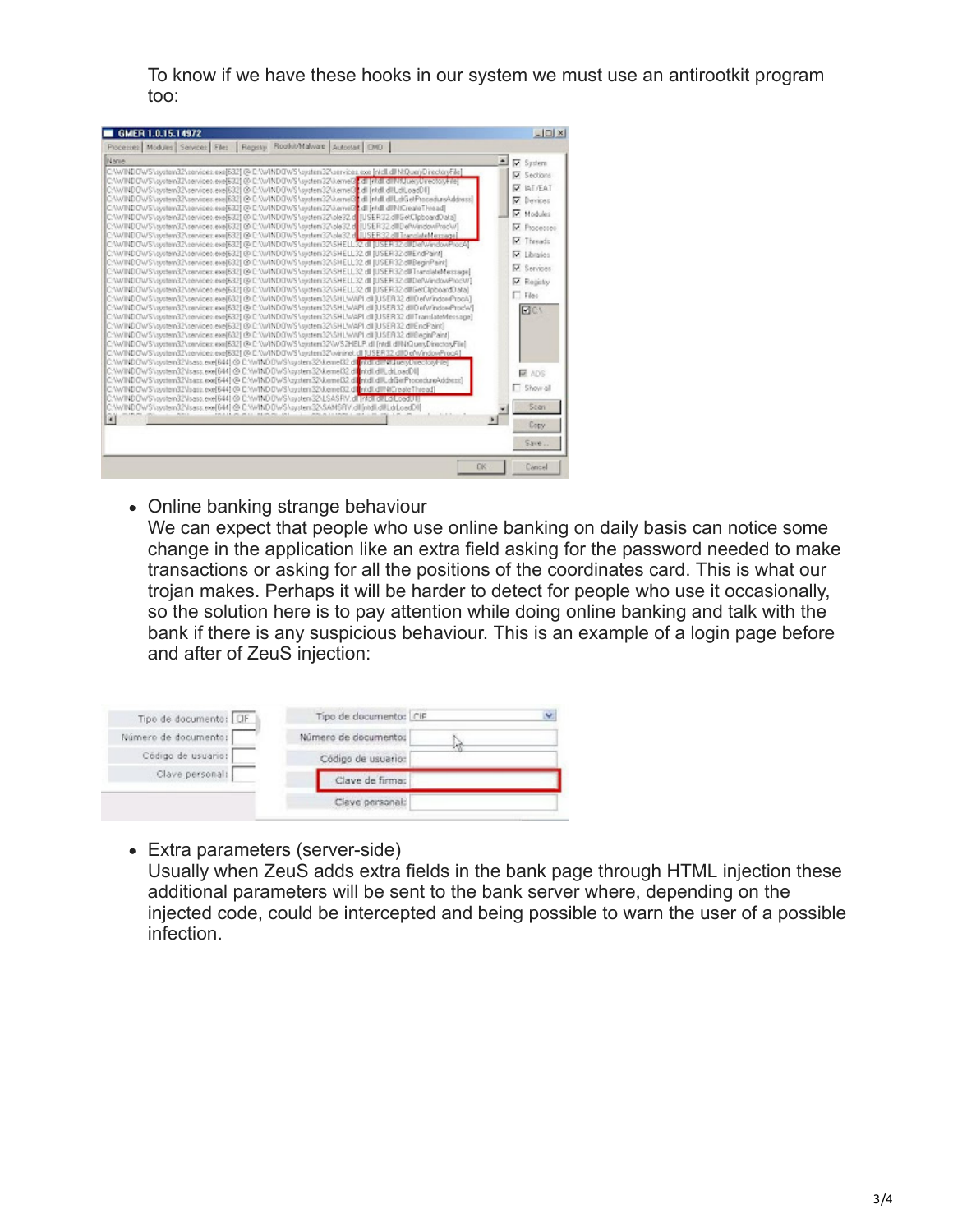To know if we have these hooks in our system we must use an antirootkit program too:

- Online banking strange behaviour
  We can expect that people who use online banking on daily basis can notice some change in the application like an extra field asking for the password needed to make transactions or asking for all the positions of the coordinates card. This is what our trojan makes. Perhaps it will be harder to detect for people who use it occasionally, so the solution here is to pay attention while doing online banking and talk with the bank if there is any suspicious behaviour. This is an example of a login page before and after of ZeuS injection:

- Extra parameters (server-side)
  Usually when ZeuS adds extra fields in the bank page through HTML injection these additional parameters will be sent to the bank server where, depending on the injected code, could be intercepted and being possible to warn the user of a possible infection.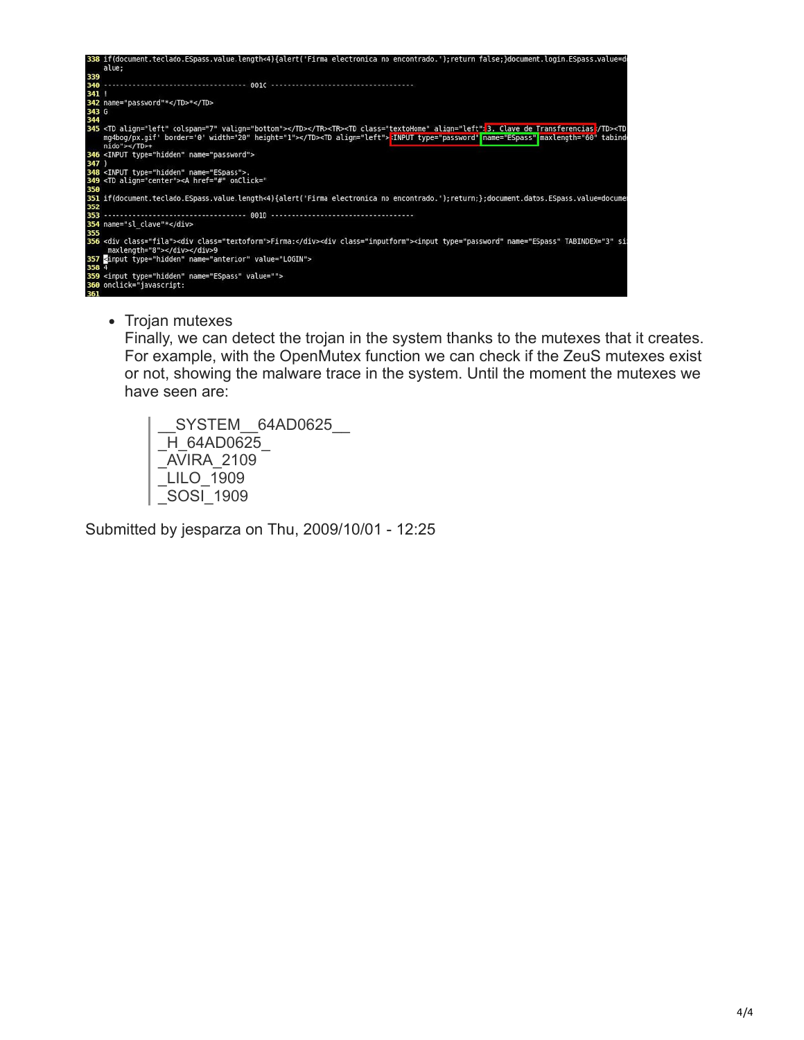```
338 if(document.teclado.ESpass.value.length<4){alert('Firma electronica no encontrado.');return false;}document.login.ESpass.value=d
    alue;
339
340 ---------------------------------- 001C ----------------------------------
341 !
342 name="password"*</TD>*</TD>
343 G
344
345 <TD align="left" colspan="7" valign="bottom"></TD></TR><TR><TD class="textoHome" align="left">3. Clave de Transferencias</TD><TD
    mg4bog/px.gif' border='0' width="20" height="1"></TD><TD align="left"><INPUT type="password" name="ESpass" maxlength="60" tabind
    nido"></TD>+
346 <INPUT type="hidden" name="password">
347 }
348 <INPUT type="hidden" name="ESpass">.
349 <TD align="center"><A href="#" onClick="
350
351 if(document.teclado.ESpass.value.length<4){alert('Firma electronica no encontrado.');return;};document.datos.ESpass.value=docume
352
353 ---------------------------------- 001D ----------------------------------
354 name="sl_clave"*</div>
355
356 <div class="fila"><div class="textoform">Firma:</div><div class="inputform"><input type="password" name="ESpass" TABINDEX="3" si
    maxlength="8"></div></div>9
357 <input type="hidden" name="anterior" value="LOGIN">
358 4
359 <input type="hidden" name="ESpass" value="">
360 onclick="javascript:
361
```

- Trojan mutexes
  Finally, we can detect the trojan in the system thanks to the mutexes that it creates. For example, with the OpenMutex function we can check if the ZeuS mutexes exist or not, showing the malware trace in the system. Until the moment the mutexes we have seen are:

  > __SYSTEM__64AD0625__
  > _H_64AD0625_
  > _AVIRA_2109
  > _LILO_1909
  > _SOSI_1909

Submitted by jesparza on Thu, 2009/10/01 - 12:25